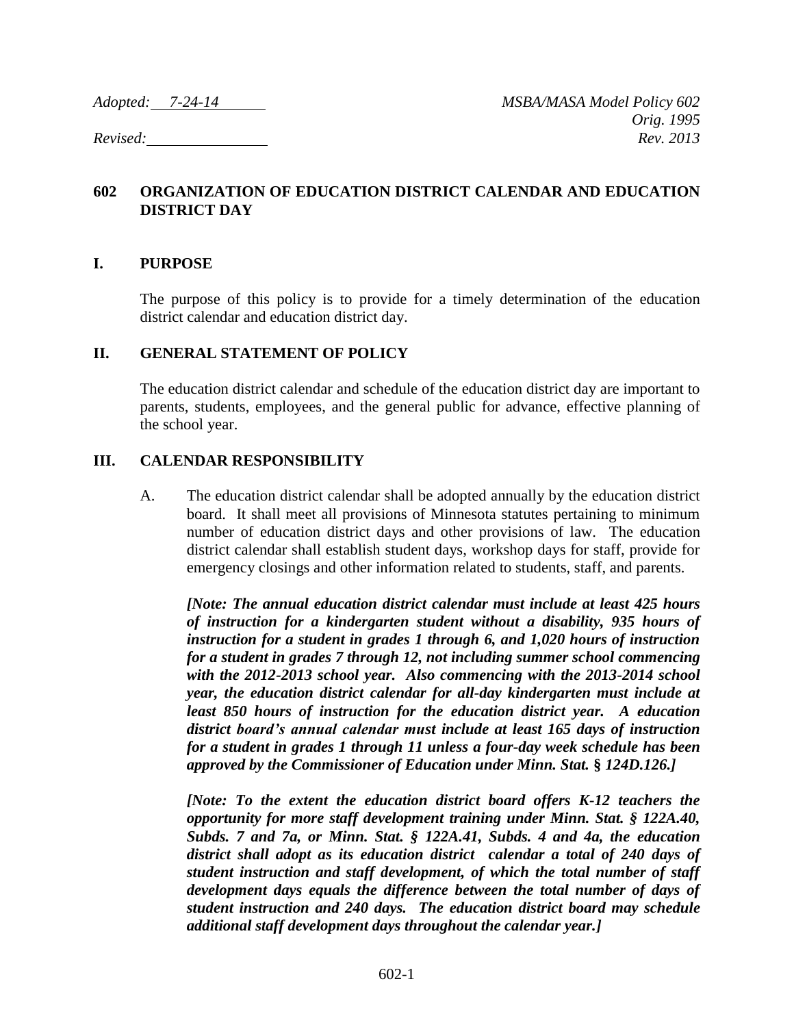*Adopted: 7-24-14* *MSBA/MASA Model Policy 602*
*Orig. 1995*
*Revised:* *Rev. 2013*

# 602 ORGANIZATION OF EDUCATION DISTRICT CALENDAR AND EDUCATION DISTRICT DAY

## I. PURPOSE

The purpose of this policy is to provide for a timely determination of the education district calendar and education district day.

## II. GENERAL STATEMENT OF POLICY

The education district calendar and schedule of the education district day are important to parents, students, employees, and the general public for advance, effective planning of the school year.

## III. CALENDAR RESPONSIBILITY

A. The education district calendar shall be adopted annually by the education district board. It shall meet all provisions of Minnesota statutes pertaining to minimum number of education district days and other provisions of law. The education district calendar shall establish student days, workshop days for staff, provide for emergency closings and other information related to students, staff, and parents.

***[Note: The annual education district calendar must include at least 425 hours of instruction for a kindergarten student without a disability, 935 hours of instruction for a student in grades 1 through 6, and 1,020 hours of instruction for a student in grades 7 through 12, not including summer school commencing with the 2012-2013 school year. Also commencing with the 2013-2014 school year, the education district calendar for all-day kindergarten must include at least 850 hours of instruction for the education district year. A education district board's annual calendar must include at least 165 days of instruction for a student in grades 1 through 11 unless a four-day week schedule has been approved by the Commissioner of Education under Minn. Stat. § 124D.126.]***

***[Note: To the extent the education district board offers K-12 teachers the opportunity for more staff development training under Minn. Stat. § 122A.40, Subds. 7 and 7a, or Minn. Stat. § 122A.41, Subds. 4 and 4a, the education district shall adopt as its education district calendar a total of 240 days of student instruction and staff development, of which the total number of staff development days equals the difference between the total number of days of student instruction and 240 days. The education district board may schedule additional staff development days throughout the calendar year.]***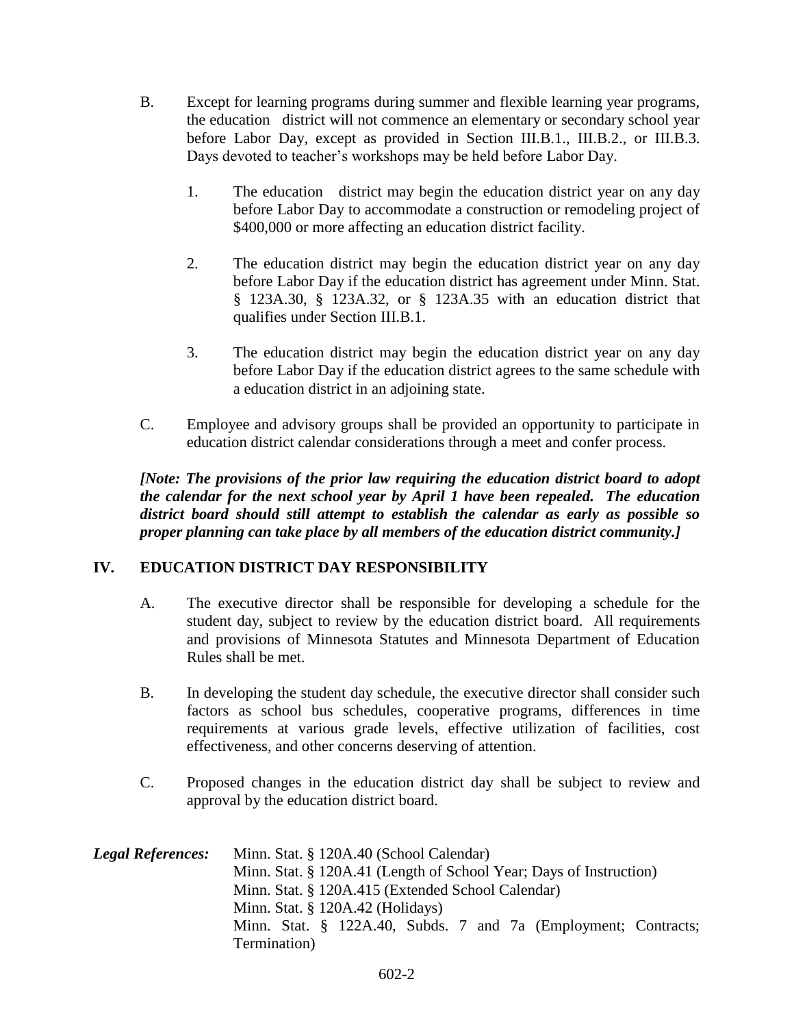B. Except for learning programs during summer and flexible learning year programs, the education district will not commence an elementary or secondary school year before Labor Day, except as provided in Section III.B.1., III.B.2., or III.B.3. Days devoted to teacher's workshops may be held before Labor Day.

   1. The education district may begin the education district year on any day before Labor Day to accommodate a construction or remodeling project of $400,000 or more affecting an education district facility.

   2. The education district may begin the education district year on any day before Labor Day if the education district has agreement under Minn. Stat. § 123A.30, § 123A.32, or § 123A.35 with an education district that qualifies under Section III.B.1.

   3. The education district may begin the education district year on any day before Labor Day if the education district agrees to the same schedule with a education district in an adjoining state.

C. Employee and advisory groups shall be provided an opportunity to participate in education district calendar considerations through a meet and confer process.

***[Note: The provisions of the prior law requiring the education district board to adopt the calendar for the next school year by April 1 have been repealed. The education district board should still attempt to establish the calendar as early as possible so proper planning can take place by all members of the education district community.]***

## IV. EDUCATION DISTRICT DAY RESPONSIBILITY

A. The executive director shall be responsible for developing a schedule for the student day, subject to review by the education district board. All requirements and provisions of Minnesota Statutes and Minnesota Department of Education Rules shall be met.

B. In developing the student day schedule, the executive director shall consider such factors as school bus schedules, cooperative programs, differences in time requirements at various grade levels, effective utilization of facilities, cost effectiveness, and other concerns deserving of attention.

C. Proposed changes in the education district day shall be subject to review and approval by the education district board.

***Legal References:*** Minn. Stat. § 120A.40 (School Calendar)
Minn. Stat. § 120A.41 (Length of School Year; Days of Instruction)
Minn. Stat. § 120A.415 (Extended School Calendar)
Minn. Stat. § 120A.42 (Holidays)
Minn. Stat. § 122A.40, Subds. 7 and 7a (Employment; Contracts; Termination)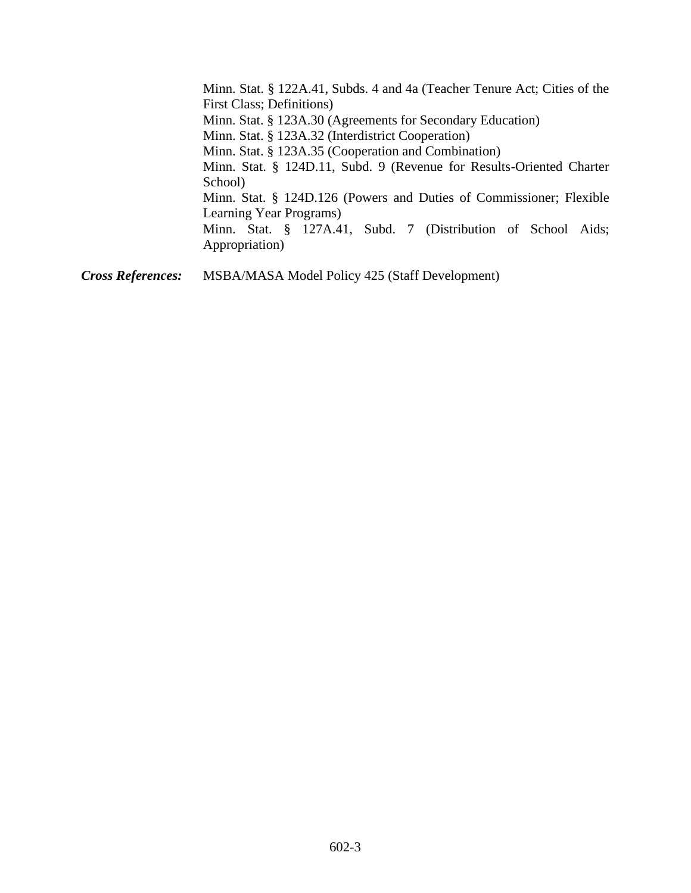Minn. Stat. § 122A.41, Subds. 4 and 4a (Teacher Tenure Act; Cities of the First Class; Definitions)
Minn. Stat. § 123A.30 (Agreements for Secondary Education)
Minn. Stat. § 123A.32 (Interdistrict Cooperation)
Minn. Stat. § 123A.35 (Cooperation and Combination)
Minn. Stat. § 124D.11, Subd. 9 (Revenue for Results-Oriented Charter School)
Minn. Stat. § 124D.126 (Powers and Duties of Commissioner; Flexible Learning Year Programs)
Minn. Stat. § 127A.41, Subd. 7 (Distribution of School Aids; Appropriation)

***Cross References:*** MSBA/MASA Model Policy 425 (Staff Development)